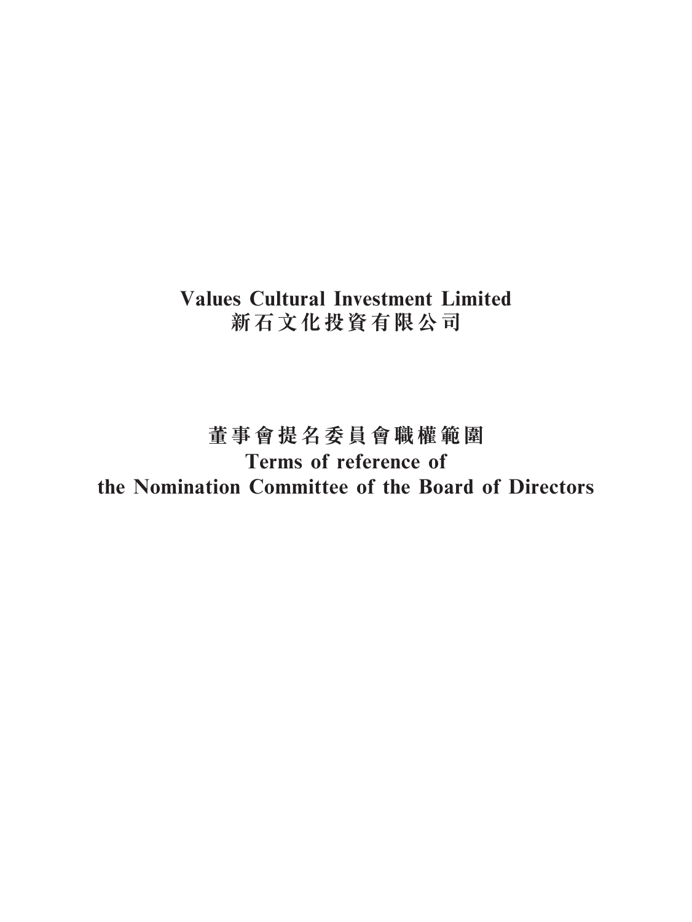# Values Cultural Investment Limited
# 新石文化投資有限公司

## 董事會提名委員會職權範圍
## Terms of reference of the Nomination Committee of the Board of Directors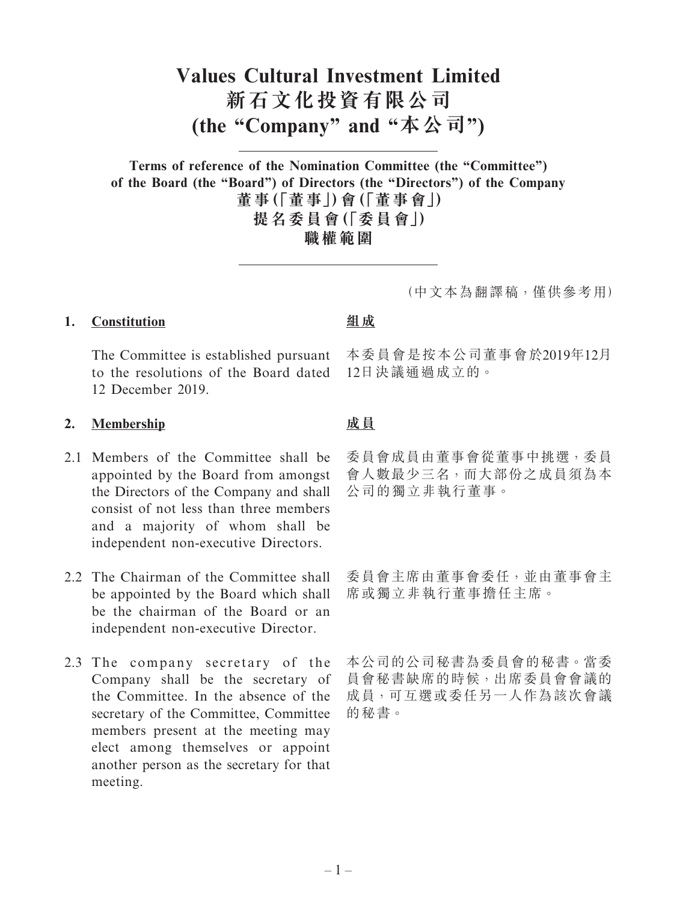# Values Cultural Investment Limited
# 新石文化投資有限公司
# (the "Company" and "本公司")

**Terms of reference of the Nomination Committee (the "Committee") of the Board (the "Board") of Directors (the "Directors") of the Company**

**董事(「董事」)會(「董事會」)**
**提名委員會(「委員會」)**
**職權範圍**

(中文本為翻譯稿,僅供參考用)

## 1. Constitution

## 組成

The Committee is established pursuant to the resolutions of the Board dated 12 December 2019.

本委員會是按本公司董事會於2019年12月12日決議通過成立的。

## 2. Membership

## 成員

2.1 Members of the Committee shall be appointed by the Board from amongst the Directors of the Company and shall consist of not less than three members and a majority of whom shall be independent non-executive Directors.

委員會成員由董事會從董事中挑選,委員會人數最少三名,而大部份之成員須為本公司的獨立非執行董事。

2.2 The Chairman of the Committee shall be appointed by the Board which shall be the chairman of the Board or an independent non-executive Director.

委員會主席由董事會委任,並由董事會主席或獨立非執行董事擔任主席。

2.3 The company secretary of the Company shall be the secretary of the Committee. In the absence of the secretary of the Committee, Committee members present at the meeting may elect among themselves or appoint another person as the secretary for that meeting.

本公司的公司秘書為委員會的秘書。當委員會秘書缺席的時候,出席委員會會議的成員,可互選或委任另一人作為該次會議的秘書。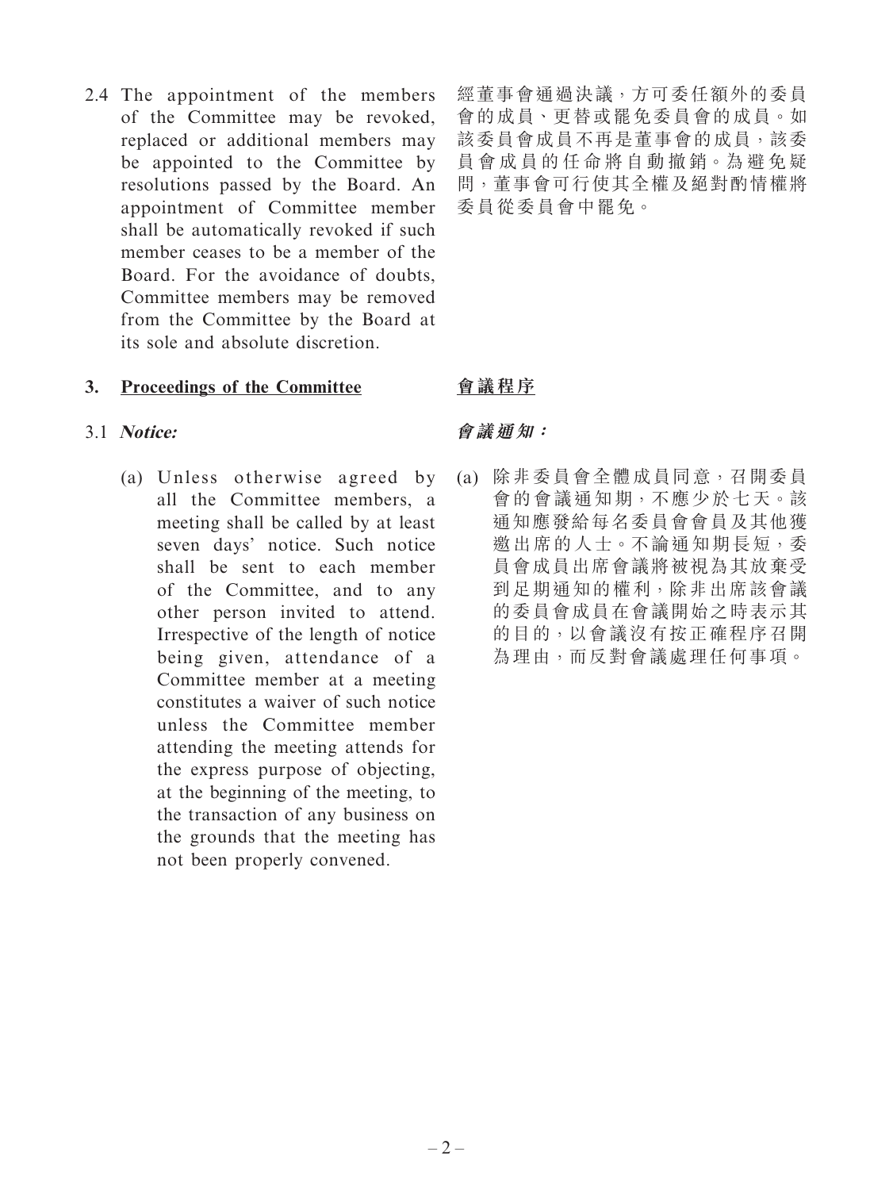2.4 The appointment of the members of the Committee may be revoked, replaced or additional members may be appointed to the Committee by resolutions passed by the Board. An appointment of Committee member shall be automatically revoked if such member ceases to be a member of the Board. For the avoidance of doubts, Committee members may be removed from the Committee by the Board at its sole and absolute discretion.

經董事會通過決議，方可委任額外的委員會的成員、更替或罷免委員會的成員。如該委員會成員不再是董事會的成員，該委員會成員的任命將自動撤銷。為避免疑問，董事會可行使其全權及絕對酌情權將委員從委員會中罷免。

## 3. <u>Proceedings of the Committee</u>

## <u>會議程序</u>

3.1 ***Notice:***

***會議通知：***

(a) Unless otherwise agreed by all the Committee members, a meeting shall be called by at least seven days' notice. Such notice shall be sent to each member of the Committee, and to any other person invited to attend. Irrespective of the length of notice being given, attendance of a Committee member at a meeting constitutes a waiver of such notice unless the Committee member attending the meeting attends for the express purpose of objecting, at the beginning of the meeting, to the transaction of any business on the grounds that the meeting has not been properly convened.

(a) 除非委員會全體成員同意，召開委員會的會議通知期，不應少於七天。該通知應發給每名委員會會員及其他獲邀出席的人士。不論通知期長短，委員會成員出席會議將被視為其放棄受到足期通知的權利，除非出席該會議的委員會成員在會議開始之時表示其的目的，以會議沒有按正確程序召開為理由，而反對會議處理任何事項。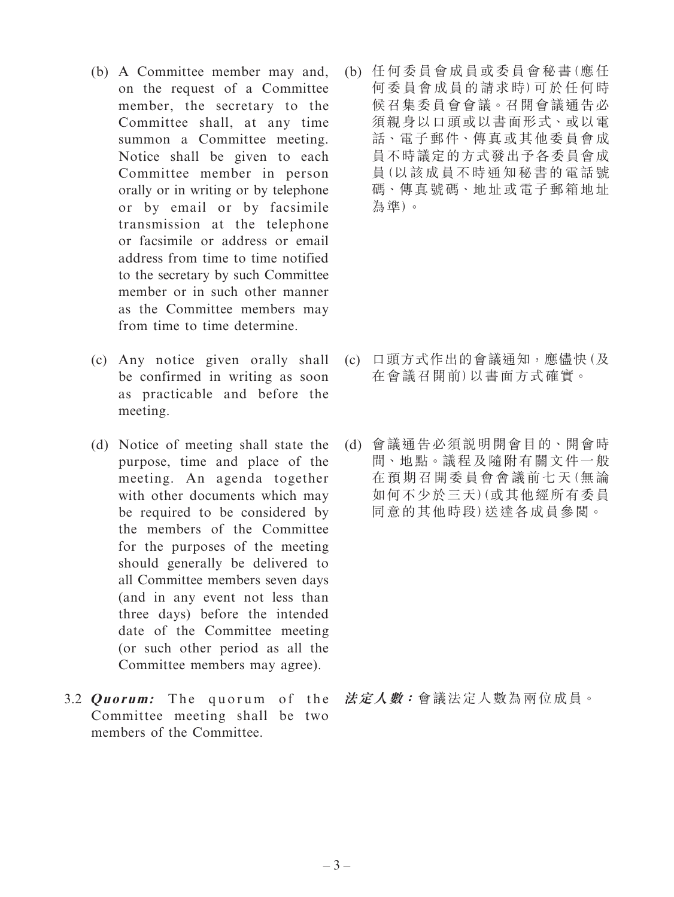(b) A Committee member may and, on the request of a Committee member, the secretary to the Committee shall, at any time summon a Committee meeting. Notice shall be given to each Committee member in person orally or in writing or by telephone or by email or by facsimile transmission at the telephone or facsimile or address or email address from time to time notified to the secretary by such Committee member or in such other manner as the Committee members may from time to time determine.

(b) 任何委員會成員或委員會秘書(應任何委員會成員的請求時)可於任何時候召集委員會會議。召開會議通告必須親身以口頭或以書面形式、或以電話、電子郵件、傳真或其他委員會成員不時議定的方式發出予各委員會成員(以該成員不時通知秘書的電話號碼、傳真號碼、地址或電子郵箱地址為準)。

(c) Any notice given orally shall be confirmed in writing as soon as practicable and before the meeting.

(c) 口頭方式作出的會議通知,應儘快(及在會議召開前)以書面方式確實。

(d) Notice of meeting shall state the purpose, time and place of the meeting. An agenda together with other documents which may be required to be considered by the members of the Committee for the purposes of the meeting should generally be delivered to all Committee members seven days (and in any event not less than three days) before the intended date of the Committee meeting (or such other period as all the Committee members may agree).

(d) 會議通告必須説明開會目的、開會時間、地點。議程及隨附有關文件一般在預期召開委員會會議前七天(無論如何不少於三天)(或其他經所有委員同意的其他時段)送達各成員參閱。

3.2 ***Quorum:*** The quorum of the Committee meeting shall be two members of the Committee.

***法定人數:***會議法定人數為兩位成員。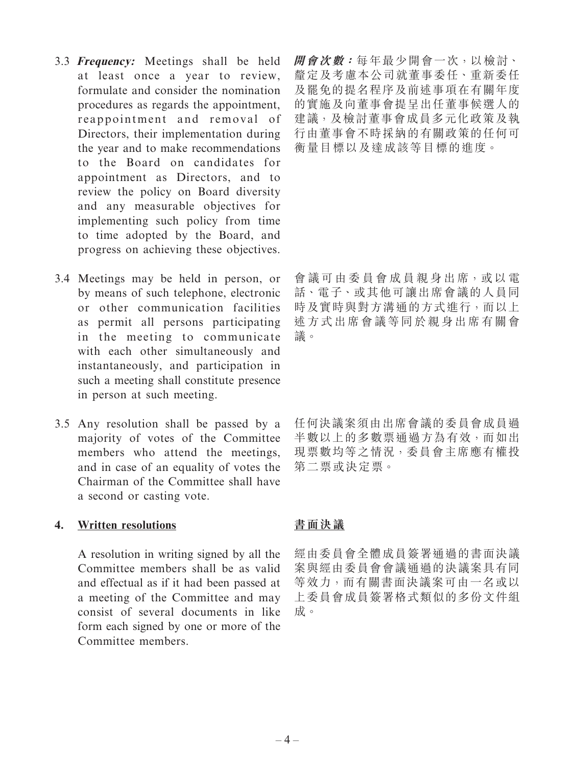3.3 ***Frequency:*** Meetings shall be held at least once a year to review, formulate and consider the nomination procedures as regards the appointment, reappointment and removal of Directors, their implementation during the year and to make recommendations to the Board on candidates for appointment as Directors, and to review the policy on Board diversity and any measurable objectives for implementing such policy from time to time adopted by the Board, and progress on achieving these objectives.

***開會次數：***每年最少開會一次，以檢討、釐定及考慮本公司就董事委任、重新委任及罷免的提名程序及前述事項在有關年度的實施及向董事會提呈出任董事候選人的建議，及檢討董事會成員多元化政策及執行由董事會不時採納的有關政策的任何可衡量目標以及達成該等目標的進度。

3.4 Meetings may be held in person, or by means of such telephone, electronic or other communication facilities as permit all persons participating in the meeting to communicate with each other simultaneously and instantaneously, and participation in such a meeting shall constitute presence in person at such meeting.

會議可由委員會成員親身出席，或以電話、電子、或其他可讓出席會議的人員同時及實時與對方溝通的方式進行，而以上述方式出席會議等同於親身出席有關會議。

3.5 Any resolution shall be passed by a majority of votes of the Committee members who attend the meetings, and in case of an equality of votes the Chairman of the Committee shall have a second or casting vote.

任何決議案須由出席會議的委員會成員過半數以上的多數票通過方為有效，而如出現票數均等之情況，委員會主席應有權投第二票或決定票。

## 4. Written resolutions

## 書面決議

A resolution in writing signed by all the Committee members shall be as valid and effectual as if it had been passed at a meeting of the Committee and may consist of several documents in like form each signed by one or more of the Committee members.

經由委員會全體成員簽署通過的書面決議案與經由委員會會議通過的決議案具有同等效力，而有關書面決議案可由一名或以上委員會成員簽署格式類似的多份文件組成。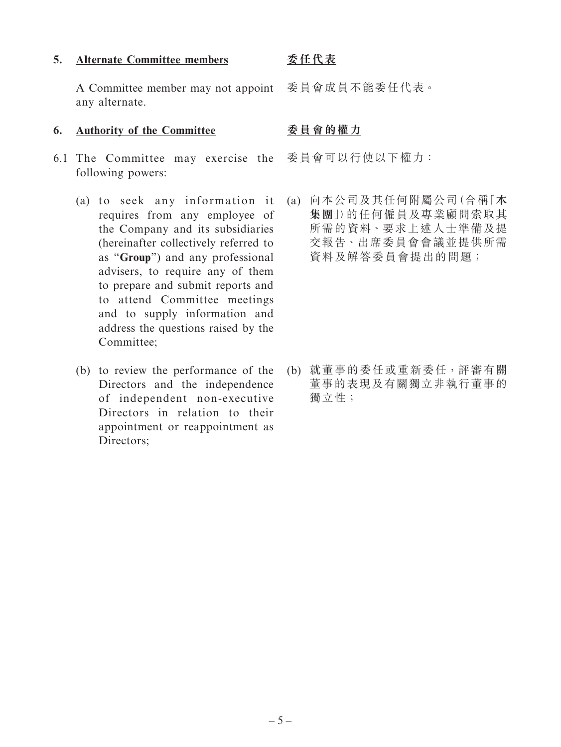## 5. Alternate Committee members

## 委任代表

A Committee member may not appoint any alternate.

委員會成員不能委任代表。

## 6. Authority of the Committee

## 委員會的權力

6.1 The Committee may exercise the following powers:

委員會可以行使以下權力：

(a) to seek any information it requires from any employee of the Company and its subsidiaries (hereinafter collectively referred to as "**Group**") and any professional advisers, to require any of them to prepare and submit reports and to attend Committee meetings and to supply information and address the questions raised by the Committee;

(a) 向本公司及其任何附屬公司(合稱「**本集團**」)的任何僱員及專業顧問索取其所需的資料、要求上述人士準備及提交報告、出席委員會會議並提供所需資料及解答委員會提出的問題；

(b) to review the performance of the Directors and the independence of independent non-executive Directors in relation to their appointment or reappointment as Directors;

(b) 就董事的委任或重新委任，評審有關董事的表現及有關獨立非執行董事的獨立性；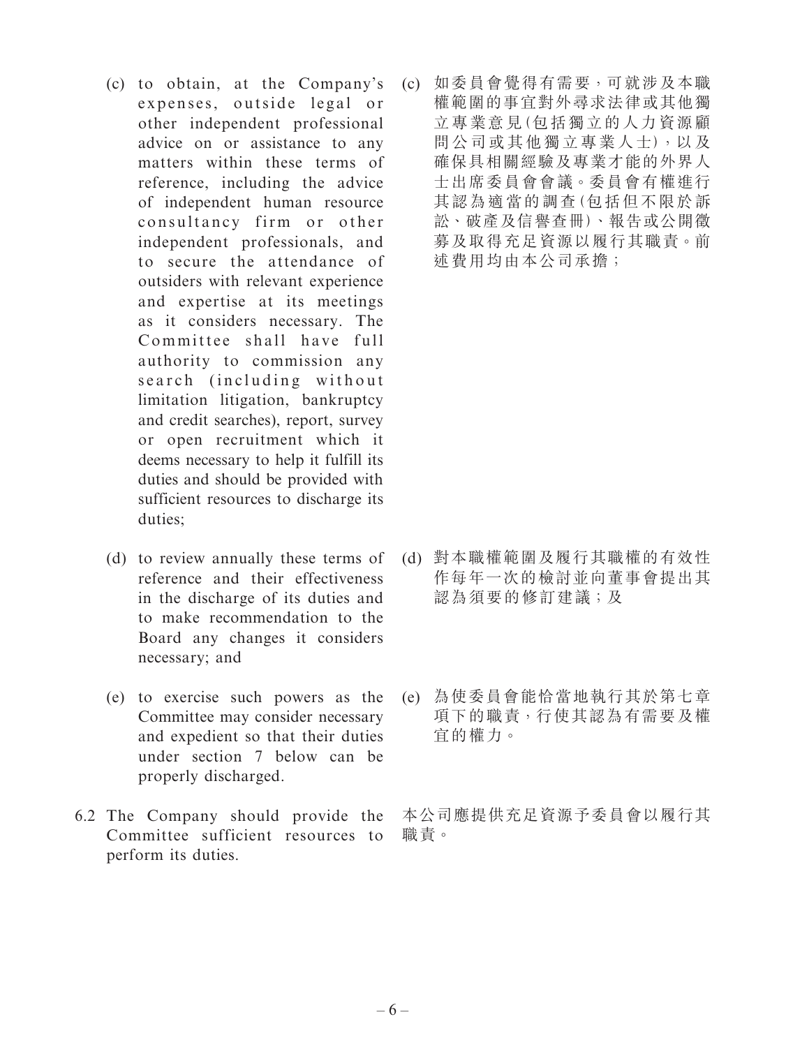(c) to obtain, at the Company's expenses, outside legal or other independent professional advice on or assistance to any matters within these terms of reference, including the advice of independent human resource consultancy firm or other independent professionals, and to secure the attendance of outsiders with relevant experience and expertise at its meetings as it considers necessary. The Committee shall have full authority to commission any search (including without limitation litigation, bankruptcy and credit searches), report, survey or open recruitment which it deems necessary to help it fulfill its duties and should be provided with sufficient resources to discharge its duties;

(c) 如委員會覺得有需要，可就涉及本職權範圍的事宜對外尋求法律或其他獨立專業意見(包括獨立的人力資源顧問公司或其他獨立專業人士)，以及確保具相關經驗及專業才能的外界人士出席委員會會議。委員會有權進行其認為適當的調查(包括但不限於訴訟、破產及信譽查冊)、報告或公開徵募及取得充足資源以履行其職責。前述費用均由本公司承擔；

(d) to review annually these terms of reference and their effectiveness in the discharge of its duties and to make recommendation to the Board any changes it considers necessary; and

(d) 對本職權範圍及履行其職權的有效性作每年一次的檢討並向董事會提出其認為須要的修訂建議；及

(e) to exercise such powers as the Committee may consider necessary and expedient so that their duties under section 7 below can be properly discharged.

(e) 為使委員會能恰當地執行其於第七章項下的職責，行使其認為有需要及權宜的權力。

6.2 The Company should provide the Committee sufficient resources to perform its duties.

本公司應提供充足資源予委員會以履行其職責。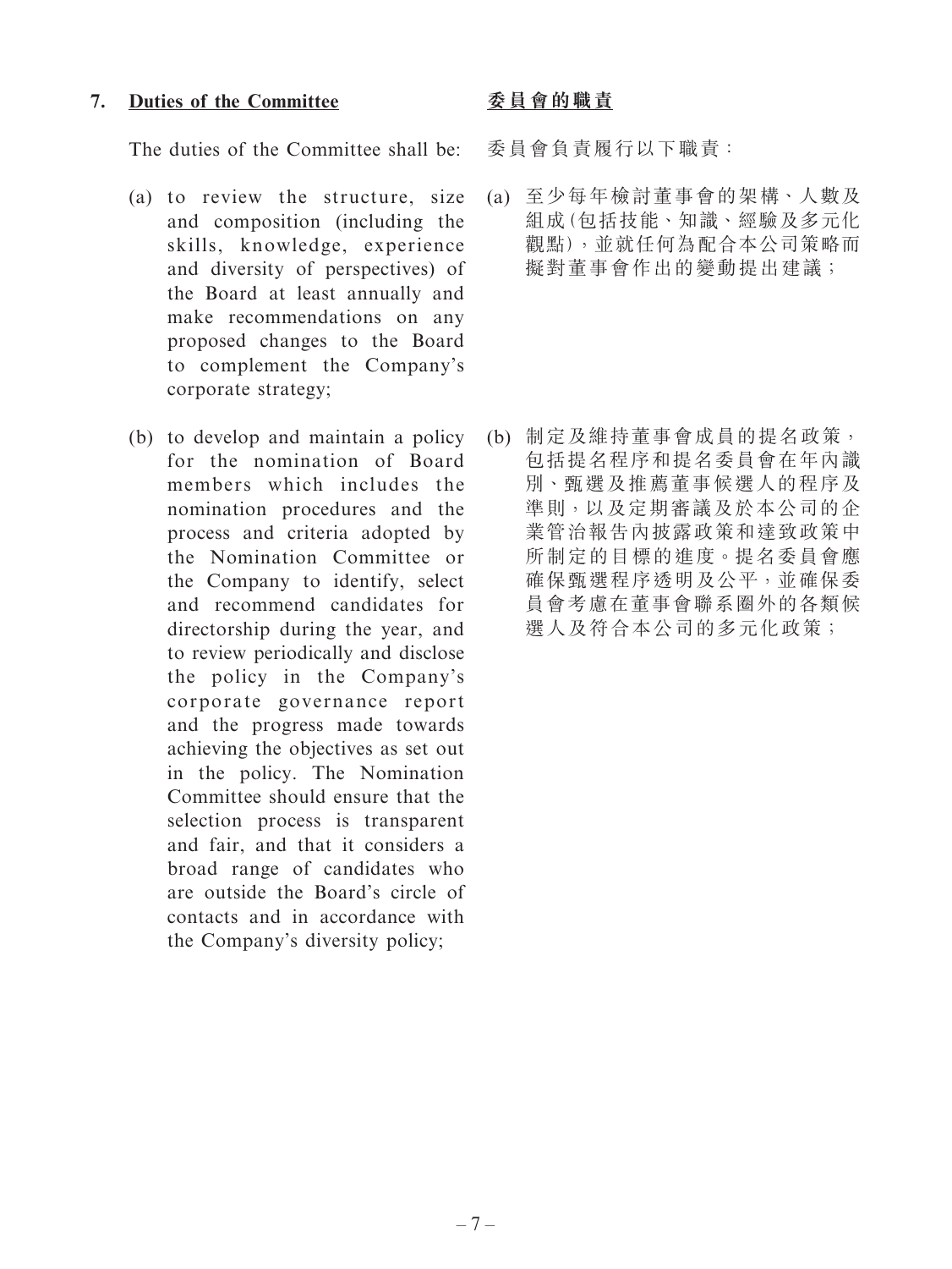## 7. Duties of the Committee

## 委員會的職責

The duties of the Committee shall be:

委員會負責履行以下職責：

(a) to review the structure, size and composition (including the skills, knowledge, experience and diversity of perspectives) of the Board at least annually and make recommendations on any proposed changes to the Board to complement the Company's corporate strategy;

(a) 至少每年檢討董事會的架構、人數及組成(包括技能、知識、經驗及多元化觀點)，並就任何為配合本公司策略而擬對董事會作出的變動提出建議；

(b) to develop and maintain a policy for the nomination of Board members which includes the nomination procedures and the process and criteria adopted by the Nomination Committee or the Company to identify, select and recommend candidates for directorship during the year, and to review periodically and disclose the policy in the Company's corporate governance report and the progress made towards achieving the objectives as set out in the policy. The Nomination Committee should ensure that the selection process is transparent and fair, and that it considers a broad range of candidates who are outside the Board's circle of contacts and in accordance with the Company's diversity policy;

(b) 制定及維持董事會成員的提名政策，包括提名程序和提名委員會在年內識別、甄選及推薦董事候選人的程序及準則，以及定期審議及於本公司的企業管治報告內披露政策和達致政策中所制定的目標的進度。提名委員會應確保甄選程序透明及公平，並確保委員會考慮在董事會聯系圈外的各類候選人及符合本公司的多元化政策；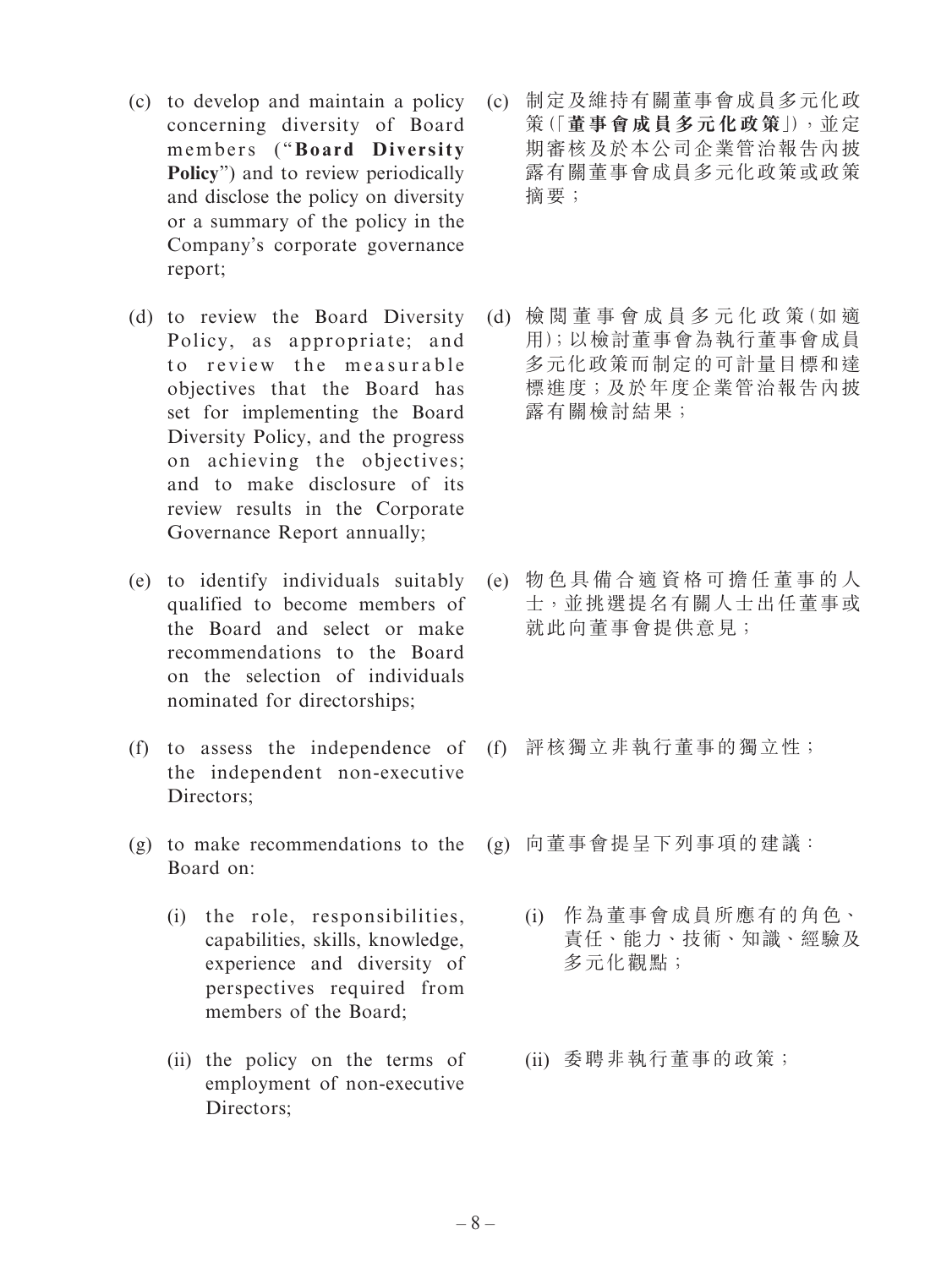(c) to develop and maintain a policy concerning diversity of Board members ("**Board Diversity Policy**") and to review periodically and disclose the policy on diversity or a summary of the policy in the Company's corporate governance report;

(c) 制定及維持有關董事會成員多元化政策(「**董事會成員多元化政策**」),並定期審核及於本公司企業管治報告內披露有關董事會成員多元化政策或政策摘要;

(d) to review the Board Diversity Policy, as appropriate; and to review the measurable objectives that the Board has set for implementing the Board Diversity Policy, and the progress on achieving the objectives; and to make disclosure of its review results in the Corporate Governance Report annually;

(d) 檢閱董事會成員多元化政策(如適用);以檢討董事會為執行董事會成員多元化政策而制定的可計量目標和達標進度;及於年度企業管治報告內披露有關檢討結果;

(e) to identify individuals suitably qualified to become members of the Board and select or make recommendations to the Board on the selection of individuals nominated for directorships;

(e) 物色具備合適資格可擔任董事的人士,並挑選提名有關人士出任董事或就此向董事會提供意見;

(f) to assess the independence of the independent non-executive Directors;

(f) 評核獨立非執行董事的獨立性;

(g) to make recommendations to the Board on:

(i) the role, responsibilities, capabilities, skills, knowledge, experience and diversity of perspectives required from members of the Board;

(ii) the policy on the terms of employment of non-executive Directors;

(g) 向董事會提呈下列事項的建議:

(i) 作為董事會成員所應有的角色、責任、能力、技術、知識、經驗及多元化觀點;

(ii) 委聘非執行董事的政策;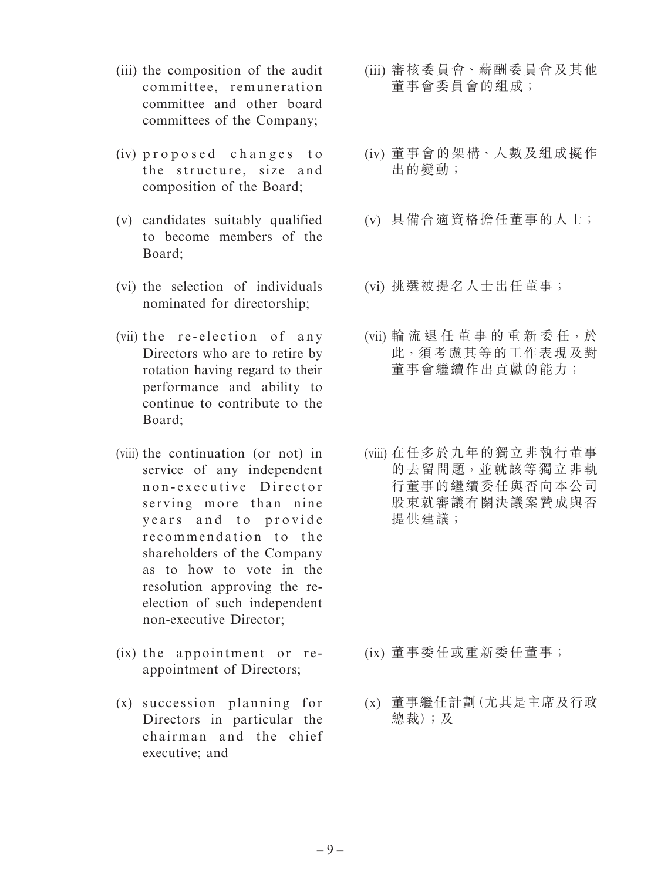(iii) the composition of the audit committee, remuneration committee and other board committees of the Company;

(iv) proposed changes to the structure, size and composition of the Board;

(v) candidates suitably qualified to become members of the Board;

(vi) the selection of individuals nominated for directorship;

(vii) the re-election of any Directors who are to retire by rotation having regard to their performance and ability to continue to contribute to the Board;

(viii) the continuation (or not) in service of any independent non-executive Director serving more than nine years and to provide recommendation to the shareholders of the Company as to how to vote in the resolution approving the re-election of such independent non-executive Director;

(ix) the appointment or re-appointment of Directors;

(x) succession planning for Directors in particular the chairman and the chief executive; and

(iii) 審核委員會、薪酬委員會及其他董事會委員會的組成；

(iv) 董事會的架構、人數及組成擬作出的變動；

(v) 具備合適資格擔任董事的人士；

(vi) 挑選被提名人士出任董事；

(vii) 輪流退任董事的重新委任，於此，須考慮其等的工作表現及對董事會繼續作出貢獻的能力；

(viii) 在任多於九年的獨立非執行董事的去留問題，並就該等獨立非執行董事的繼續委任與否向本公司股東就審議有關決議案贊成與否提供建議；

(ix) 董事委任或重新委任董事；

(x) 董事繼任計劃(尤其是主席及行政總裁)；及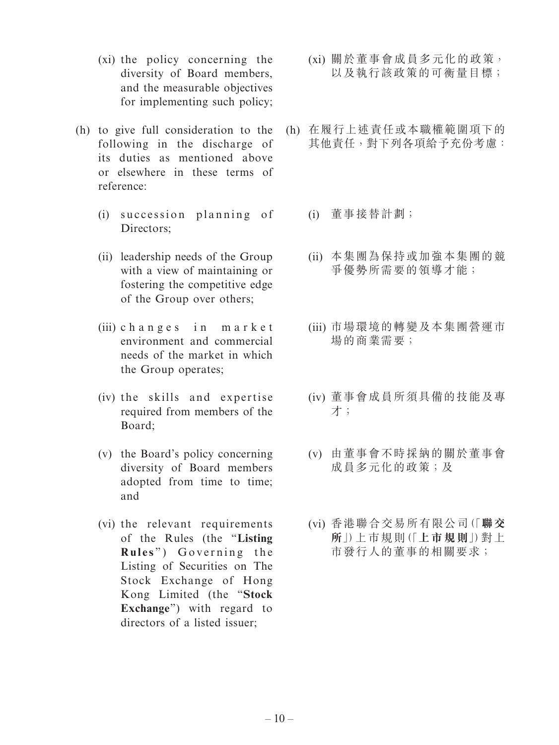(xi) the policy concerning the diversity of Board members, and the measurable objectives for implementing such policy;

(h) to give full consideration to the following in the discharge of its duties as mentioned above or elsewhere in these terms of reference:

(i) succession planning of Directors;

(ii) leadership needs of the Group with a view of maintaining or fostering the competitive edge of the Group over others;

(iii) changes in market environment and commercial needs of the market in which the Group operates;

(iv) the skills and expertise required from members of the Board;

(v) the Board's policy concerning diversity of Board members adopted from time to time; and

(vi) the relevant requirements of the Rules (the "**Listing Rules**") Governing the Listing of Securities on The Stock Exchange of Hong Kong Limited (the "**Stock Exchange**") with regard to directors of a listed issuer;

(xi) 關於董事會成員多元化的政策，以及執行該政策的可衡量目標；

(h) 在履行上述責任或本職權範圍項下的其他責任，對下列各項給予充份考慮：

(i) 董事接替計劃；

(ii) 本集團為保持或加強本集團的競爭優勢所需要的領導才能；

(iii) 市場環境的轉變及本集團營運市場的商業需要；

(iv) 董事會成員所須具備的技能及專才；

(v) 由董事會不時採納的關於董事會成員多元化的政策；及

(vi) 香港聯合交易所有限公司(「**聯交所**」)上市規則(「**上市規則**」)對上市發行人的董事的相關要求；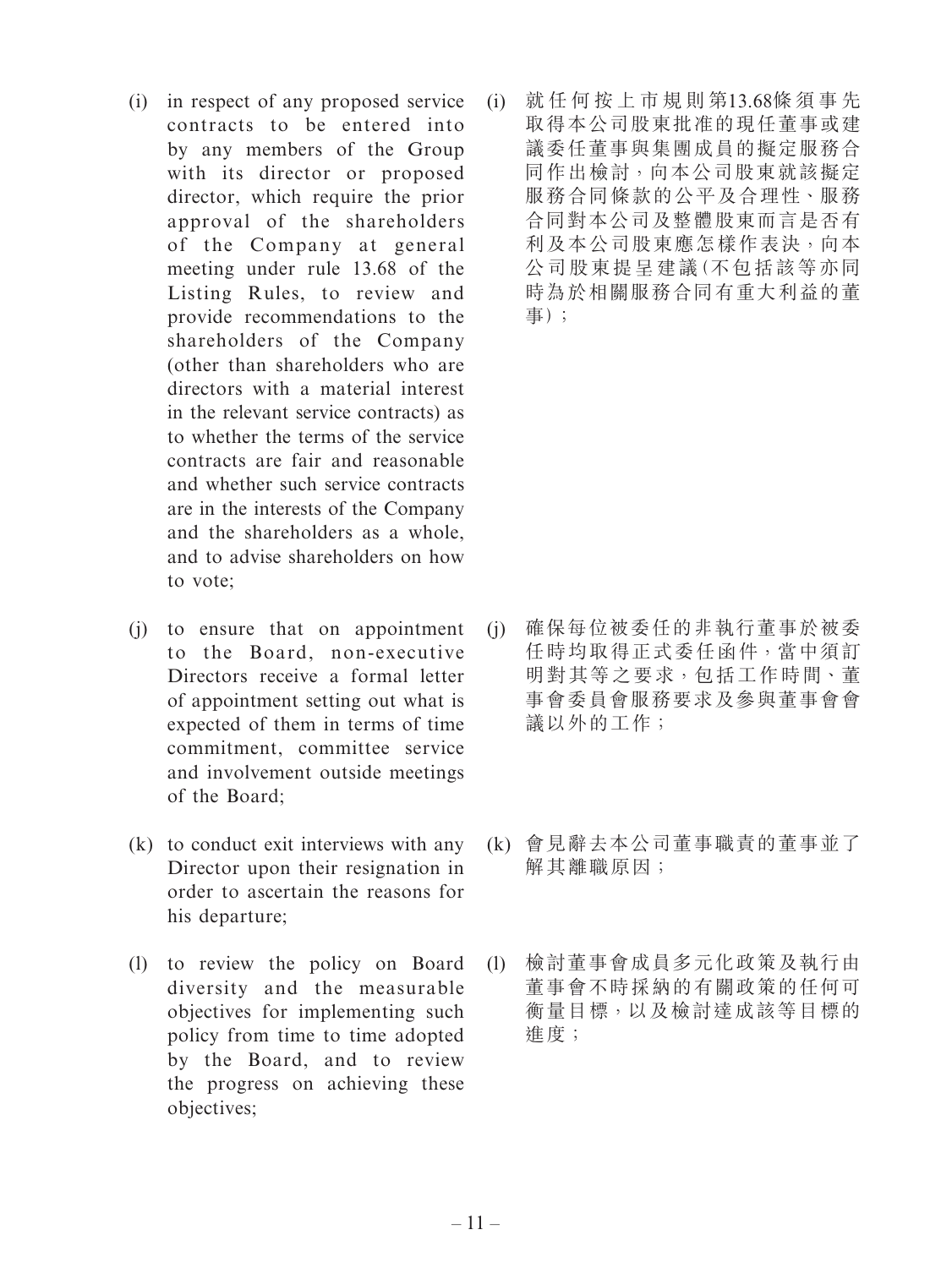(i) in respect of any proposed service contracts to be entered into by any members of the Group with its director or proposed director, which require the prior approval of the shareholders of the Company at general meeting under rule 13.68 of the Listing Rules, to review and provide recommendations to the shareholders of the Company (other than shareholders who are directors with a material interest in the relevant service contracts) as to whether the terms of the service contracts are fair and reasonable and whether such service contracts are in the interests of the Company and the shareholders as a whole, and to advise shareholders on how to vote;

(i) 就任何按上市規則第13.68條須事先取得本公司股東批准的現任董事或建議委任董事與集團成員的擬定服務合同作出檢討，向本公司股東就該擬定服務合同條款的公平及合理性、服務合同對本公司及整體股東而言是否有利及本公司股東應怎樣作表決，向本公司股東提呈建議(不包括該等亦同時為於相關服務合同有重大利益的董事)；

(j) to ensure that on appointment to the Board, non-executive Directors receive a formal letter of appointment setting out what is expected of them in terms of time commitment, committee service and involvement outside meetings of the Board;

(j) 確保每位被委任的非執行董事於被委任時均取得正式委任函件，當中須訂明對其等之要求，包括工作時間、董事會委員會服務要求及參與董事會會議以外的工作；

(k) to conduct exit interviews with any Director upon their resignation in order to ascertain the reasons for his departure;

(k) 會見辭去本公司董事職責的董事並了解其離職原因；

(l) to review the policy on Board diversity and the measurable objectives for implementing such policy from time to time adopted by the Board, and to review the progress on achieving these objectives;

(l) 檢討董事會成員多元化政策及執行由董事會不時採納的有關政策的任何可衡量目標，以及檢討達成該等目標的進度；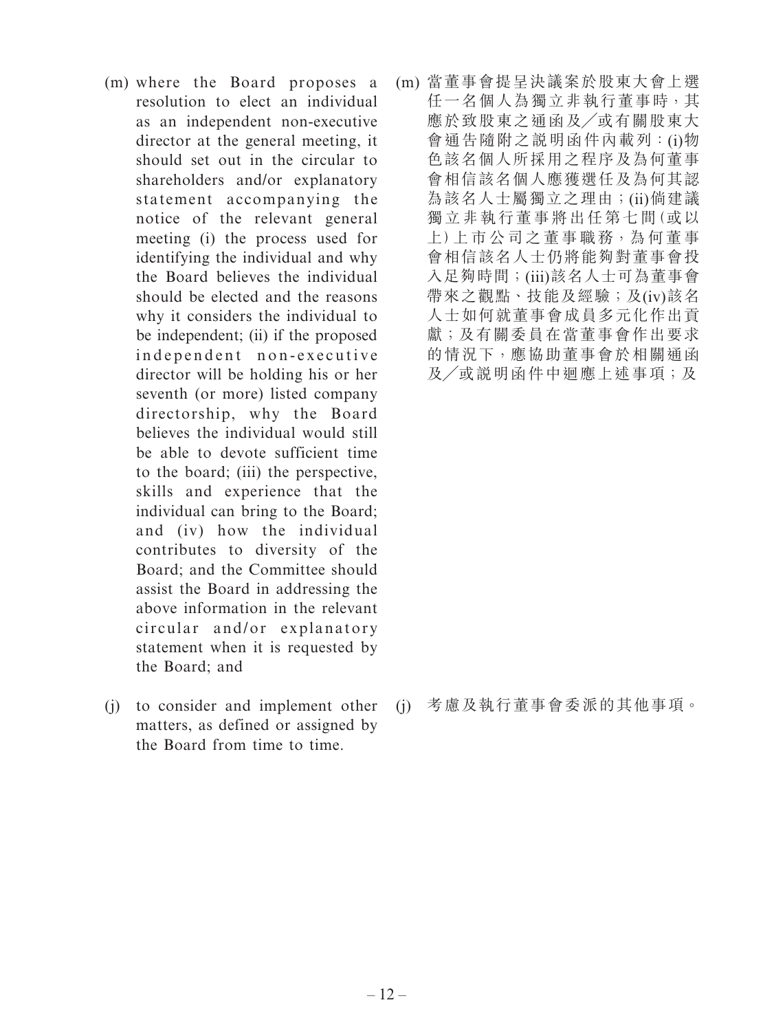(m) where the Board proposes a resolution to elect an individual as an independent non-executive director at the general meeting, it should set out in the circular to shareholders and/or explanatory statement accompanying the notice of the relevant general meeting (i) the process used for identifying the individual and why the Board believes the individual should be elected and the reasons why it considers the individual to be independent; (ii) if the proposed independent non-executive director will be holding his or her seventh (or more) listed company directorship, why the Board believes the individual would still be able to devote sufficient time to the board; (iii) the perspective, skills and experience that the individual can bring to the Board; and (iv) how the individual contributes to diversity of the Board; and the Committee should assist the Board in addressing the above information in the relevant circular and/or explanatory statement when it is requested by the Board; and

(m) 當董事會提呈決議案於股東大會上選任一名個人為獨立非執行董事時，其應於致股東之通函及╱或有關股東大會通告隨附之說明函件內載列：(i)物色該名個人所採用之程序及為何董事會相信該名個人應獲選任及為何其認為該名人士屬獨立之理由；(ii)倘建議獨立非執行董事將出任第七間(或以上)上市公司之董事職務，為何董事會相信該名人士仍將能夠對董事會投入足夠時間；(iii)該名人士可為董事會帶來之觀點、技能及經驗；及(iv)該名人士如何就董事會成員多元化作出貢獻；及有關委員在當董事會作出要求的情況下，應協助董事會於相關通函及╱或說明函件中迴應上述事項；及

(j) to consider and implement other matters, as defined or assigned by the Board from time to time.

(j) 考慮及執行董事會委派的其他事項。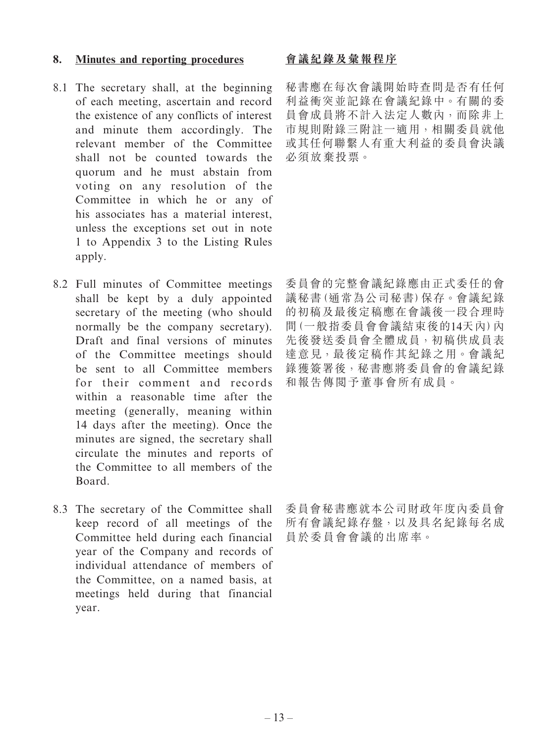## 8. Minutes and reporting procedures

## 會議紀錄及彙報程序

8.1 The secretary shall, at the beginning of each meeting, ascertain and record the existence of any conflicts of interest and minute them accordingly. The relevant member of the Committee shall not be counted towards the quorum and he must abstain from voting on any resolution of the Committee in which he or any of his associates has a material interest, unless the exceptions set out in note 1 to Appendix 3 to the Listing Rules apply.

秘書應在每次會議開始時查問是否有任何利益衝突並記錄在會議紀錄中。有關的委員會成員將不計入法定人數內，而除非上市規則附錄三附註一適用，相關委員就他或其任何聯繫人有重大利益的委員會決議必須放棄投票。

8.2 Full minutes of Committee meetings shall be kept by a duly appointed secretary of the meeting (who should normally be the company secretary). Draft and final versions of minutes of the Committee meetings should be sent to all Committee members for their comment and records within a reasonable time after the meeting (generally, meaning within 14 days after the meeting). Once the minutes are signed, the secretary shall circulate the minutes and reports of the Committee to all members of the Board.

委員會的完整會議紀錄應由正式委任的會議秘書(通常為公司秘書)保存。會議紀錄的初稿及最後定稿應在會議後一段合理時間(一般指委員會會議結束後的14天內)內先後發送委員會全體成員，初稿供成員表達意見，最後定稿作其紀錄之用。會議紀錄獲簽署後，秘書應將委員會的會議紀錄和報告傳閱予董事會所有成員。

8.3 The secretary of the Committee shall keep record of all meetings of the Committee held during each financial year of the Company and records of individual attendance of members of the Committee, on a named basis, at meetings held during that financial year.

委員會秘書應就本公司財政年度內委員會所有會議紀錄存盤，以及具名紀錄每名成員於委員會會議的出席率。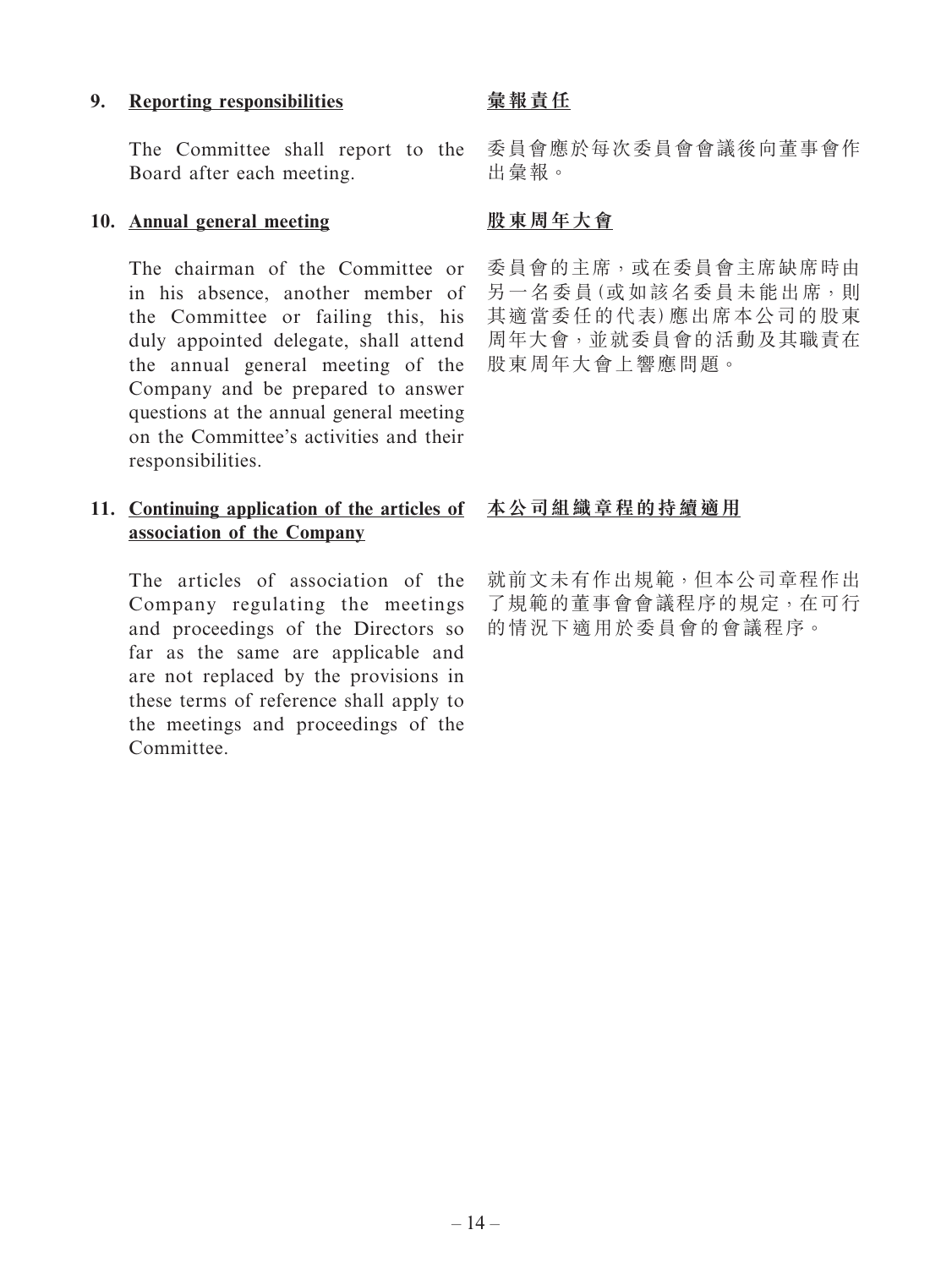**9. Reporting responsibilities**

The Committee shall report to the Board after each meeting.

**彙報責任**

委員會應於每次委員會會議後向董事會作出彙報。

**10. Annual general meeting**

The chairman of the Committee or in his absence, another member of the Committee or failing this, his duly appointed delegate, shall attend the annual general meeting of the Company and be prepared to answer questions at the annual general meeting on the Committee's activities and their responsibilities.

**股東周年大會**

委員會的主席，或在委員會主席缺席時由另一名委員(或如該名委員未能出席，則其適當委任的代表)應出席本公司的股東周年大會，並就委員會的活動及其職責在股東周年大會上響應問題。

**11. Continuing application of the articles of association of the Company**

The articles of association of the Company regulating the meetings and proceedings of the Directors so far as the same are applicable and are not replaced by the provisions in these terms of reference shall apply to the meetings and proceedings of the Committee.

**本公司組織章程的持續適用**

就前文未有作出規範，但本公司章程作出了規範的董事會會議程序的規定，在可行的情況下適用於委員會的會議程序。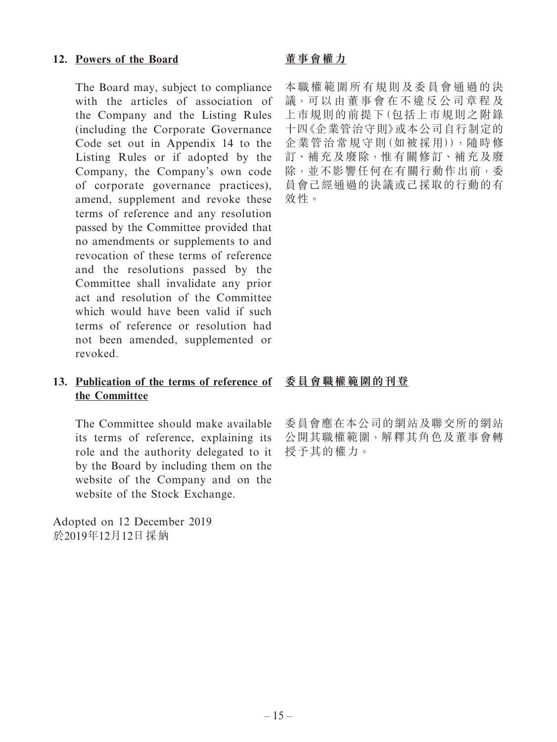**12. Powers of the Board**

The Board may, subject to compliance with the articles of association of the Company and the Listing Rules (including the Corporate Governance Code set out in Appendix 14 to the Listing Rules or if adopted by the Company, the Company's own code of corporate governance practices), amend, supplement and revoke these terms of reference and any resolution passed by the Committee provided that no amendments or supplements to and revocation of these terms of reference and the resolutions passed by the Committee shall invalidate any prior act and resolution of the Committee which would have been valid if such terms of reference or resolution had not been amended, supplemented or revoked.

**董事會權力**

本職權範圍所有規則及委員會通過的決議，可以由董事會在不違反公司章程及上市規則的前提下(包括上市規則之附錄十四《企業管治守則》或本公司自行制定的企業管治常規守則(如被採用))，隨時修訂、補充及廢除，惟有關修訂、補充及廢除，並不影響任何在有關行動作出前，委員會已經通過的決議或已採取的行動的有效性。

**13. Publication of the terms of reference of the Committee**

The Committee should make available its terms of reference, explaining its role and the authority delegated to it by the Board by including them on the website of the Company and on the website of the Stock Exchange.

**委員會職權範圍的刊登**

委員會應在本公司的網站及聯交所的網站公開其職權範圍，解釋其角色及董事會轉授予其的權力。

Adopted on 12 December 2019
於2019年12月12日採納